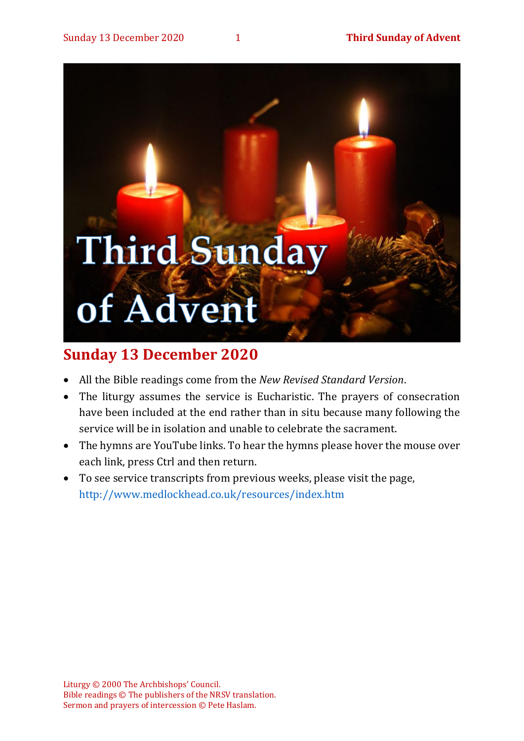# Third Sunday of Advent

## Sunday 13 December 2020

- All the Bible readings come from the *New Revised Standard Version*.
- The liturgy assumes the service is Eucharistic. The prayers of consecration have been included at the end rather than in situ because many following the service will be in isolation and unable to celebrate the sacrament.
- The hymns are YouTube links. To hear the hymns please hover the mouse over each link, press Ctrl and then return.
- To see service transcripts from previous weeks, please visit the page, http://www.medlockhead.co.uk/resources/index.htm

Liturgy © 2000 The Archbishops' Council.
Bible readings © The publishers of the NRSV translation.
Sermon and prayers of intercession © Pete Haslam.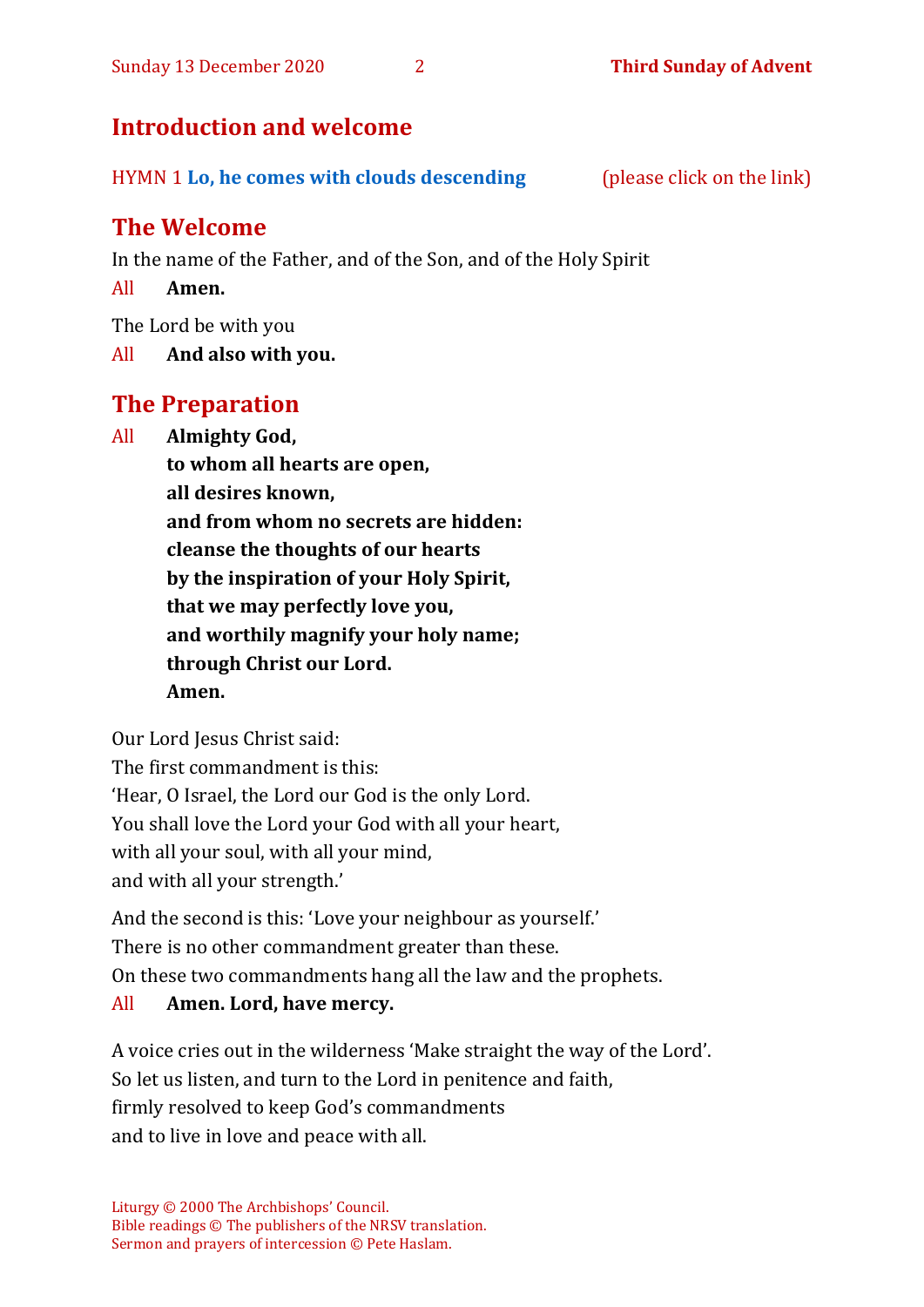## Introduction and welcome

HYMN 1 **Lo, he comes with clouds descending** (please click on the link)

## The Welcome

In the name of the Father, and of the Son, and of the Holy Spirit

All **Amen.**

The Lord be with you

All **And also with you.**

## The Preparation

All **Almighty God,**
**to whom all hearts are open,**
**all desires known,**
**and from whom no secrets are hidden:**
**cleanse the thoughts of our hearts**
**by the inspiration of your Holy Spirit,**
**that we may perfectly love you,**
**and worthily magnify your holy name;**
**through Christ our Lord.**
**Amen.**

Our Lord Jesus Christ said:
The first commandment is this:
'Hear, O Israel, the Lord our God is the only Lord.
You shall love the Lord your God with all your heart,
with all your soul, with all your mind,
and with all your strength.'

And the second is this: 'Love your neighbour as yourself.'
There is no other commandment greater than these.
On these two commandments hang all the law and the prophets.

All **Amen. Lord, have mercy.**

A voice cries out in the wilderness 'Make straight the way of the Lord'.
So let us listen, and turn to the Lord in penitence and faith,
firmly resolved to keep God's commandments
and to live in love and peace with all.

Liturgy © 2000 The Archbishops' Council.
Bible readings © The publishers of the NRSV translation.
Sermon and prayers of intercession © Pete Haslam.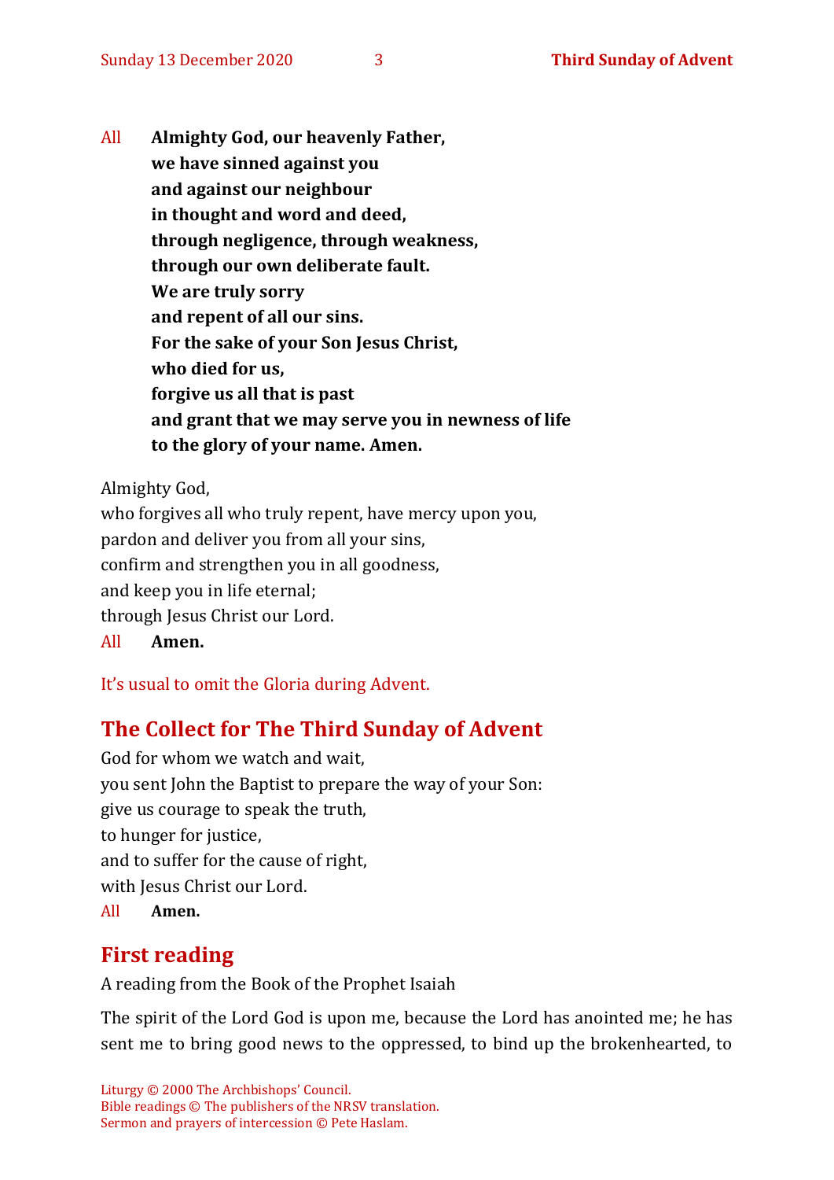All **Almighty God, our heavenly Father,**
**we have sinned against you**
**and against our neighbour**
**in thought and word and deed,**
**through negligence, through weakness,**
**through our own deliberate fault.**
**We are truly sorry**
**and repent of all our sins.**
**For the sake of your Son Jesus Christ,**
**who died for us,**
**forgive us all that is past**
**and grant that we may serve you in newness of life**
**to the glory of your name. Amen.**

Almighty God,
who forgives all who truly repent, have mercy upon you,
pardon and deliver you from all your sins,
confirm and strengthen you in all goodness,
and keep you in life eternal;
through Jesus Christ our Lord.
All **Amen.**

It's usual to omit the Gloria during Advent.

## The Collect for The Third Sunday of Advent

God for whom we watch and wait,
you sent John the Baptist to prepare the way of your Son:
give us courage to speak the truth,
to hunger for justice,
and to suffer for the cause of right,
with Jesus Christ our Lord.
All **Amen.**

## First reading

A reading from the Book of the Prophet Isaiah

The spirit of the Lord God is upon me, because the Lord has anointed me; he has sent me to bring good news to the oppressed, to bind up the brokenhearted, to

Liturgy © 2000 The Archbishops' Council.
Bible readings © The publishers of the NRSV translation.
Sermon and prayers of intercession © Pete Haslam.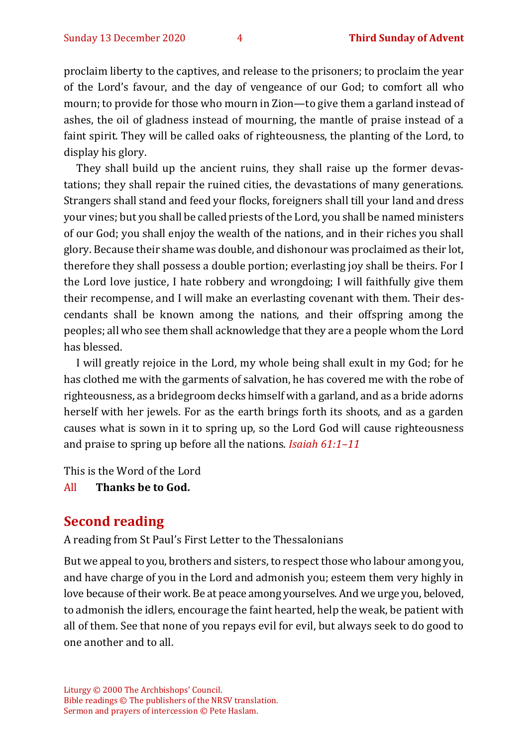proclaim liberty to the captives, and release to the prisoners; to proclaim the year of the Lord's favour, and the day of vengeance of our God; to comfort all who mourn; to provide for those who mourn in Zion—to give them a garland instead of ashes, the oil of gladness instead of mourning, the mantle of praise instead of a faint spirit. They will be called oaks of righteousness, the planting of the Lord, to display his glory.

They shall build up the ancient ruins, they shall raise up the former devastations; they shall repair the ruined cities, the devastations of many generations. Strangers shall stand and feed your flocks, foreigners shall till your land and dress your vines; but you shall be called priests of the Lord, you shall be named ministers of our God; you shall enjoy the wealth of the nations, and in their riches you shall glory. Because their shame was double, and dishonour was proclaimed as their lot, therefore they shall possess a double portion; everlasting joy shall be theirs. For I the Lord love justice, I hate robbery and wrongdoing; I will faithfully give them their recompense, and I will make an everlasting covenant with them. Their descendants shall be known among the nations, and their offspring among the peoples; all who see them shall acknowledge that they are a people whom the Lord has blessed.

I will greatly rejoice in the Lord, my whole being shall exult in my God; for he has clothed me with the garments of salvation, he has covered me with the robe of righteousness, as a bridegroom decks himself with a garland, and as a bride adorns herself with her jewels. For as the earth brings forth its shoots, and as a garden causes what is sown in it to spring up, so the Lord God will cause righteousness and praise to spring up before all the nations. *Isaiah 61:1–11*

This is the Word of the Lord

All **Thanks be to God.**

## Second reading

A reading from St Paul's First Letter to the Thessalonians

But we appeal to you, brothers and sisters, to respect those who labour among you, and have charge of you in the Lord and admonish you; esteem them very highly in love because of their work. Be at peace among yourselves. And we urge you, beloved, to admonish the idlers, encourage the faint hearted, help the weak, be patient with all of them. See that none of you repays evil for evil, but always seek to do good to one another and to all.

Liturgy © 2000 The Archbishops' Council.
Bible readings © The publishers of the NRSV translation.
Sermon and prayers of intercession © Pete Haslam.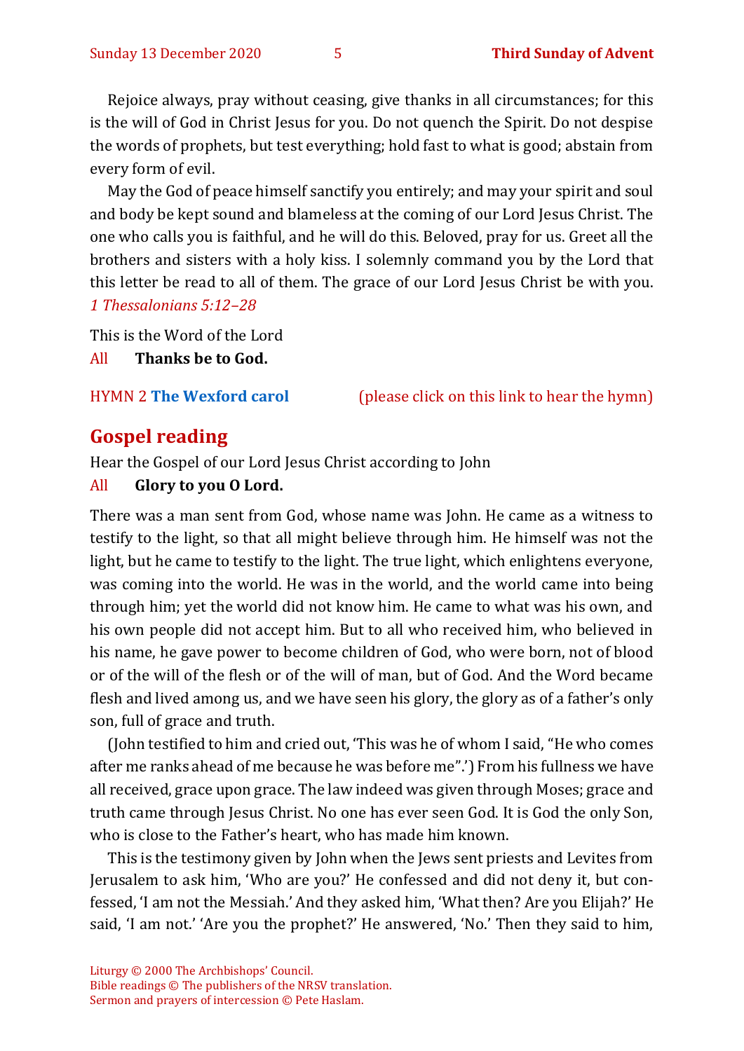Rejoice always, pray without ceasing, give thanks in all circumstances; for this is the will of God in Christ Jesus for you. Do not quench the Spirit. Do not despise the words of prophets, but test everything; hold fast to what is good; abstain from every form of evil.

May the God of peace himself sanctify you entirely; and may your spirit and soul and body be kept sound and blameless at the coming of our Lord Jesus Christ. The one who calls you is faithful, and he will do this. Beloved, pray for us. Greet all the brothers and sisters with a holy kiss. I solemnly command you by the Lord that this letter be read to all of them. The grace of our Lord Jesus Christ be with you. *1 Thessalonians 5:12–28*

This is the Word of the Lord

All **Thanks be to God.**

HYMN 2 **The Wexford carol** (please click on this link to hear the hymn)

## Gospel reading

Hear the Gospel of our Lord Jesus Christ according to John

All **Glory to you O Lord.**

There was a man sent from God, whose name was John. He came as a witness to testify to the light, so that all might believe through him. He himself was not the light, but he came to testify to the light. The true light, which enlightens everyone, was coming into the world. He was in the world, and the world came into being through him; yet the world did not know him. He came to what was his own, and his own people did not accept him. But to all who received him, who believed in his name, he gave power to become children of God, who were born, not of blood or of the will of the flesh or of the will of man, but of God. And the Word became flesh and lived among us, and we have seen his glory, the glory as of a father's only son, full of grace and truth.

(John testified to him and cried out, 'This was he of whom I said, "He who comes after me ranks ahead of me because he was before me".') From his fullness we have all received, grace upon grace. The law indeed was given through Moses; grace and truth came through Jesus Christ. No one has ever seen God. It is God the only Son, who is close to the Father's heart, who has made him known.

This is the testimony given by John when the Jews sent priests and Levites from Jerusalem to ask him, 'Who are you?' He confessed and did not deny it, but confessed, 'I am not the Messiah.' And they asked him, 'What then? Are you Elijah?' He said, 'I am not.' 'Are you the prophet?' He answered, 'No.' Then they said to him,

Liturgy © 2000 The Archbishops' Council.
Bible readings © The publishers of the NRSV translation.
Sermon and prayers of intercession © Pete Haslam.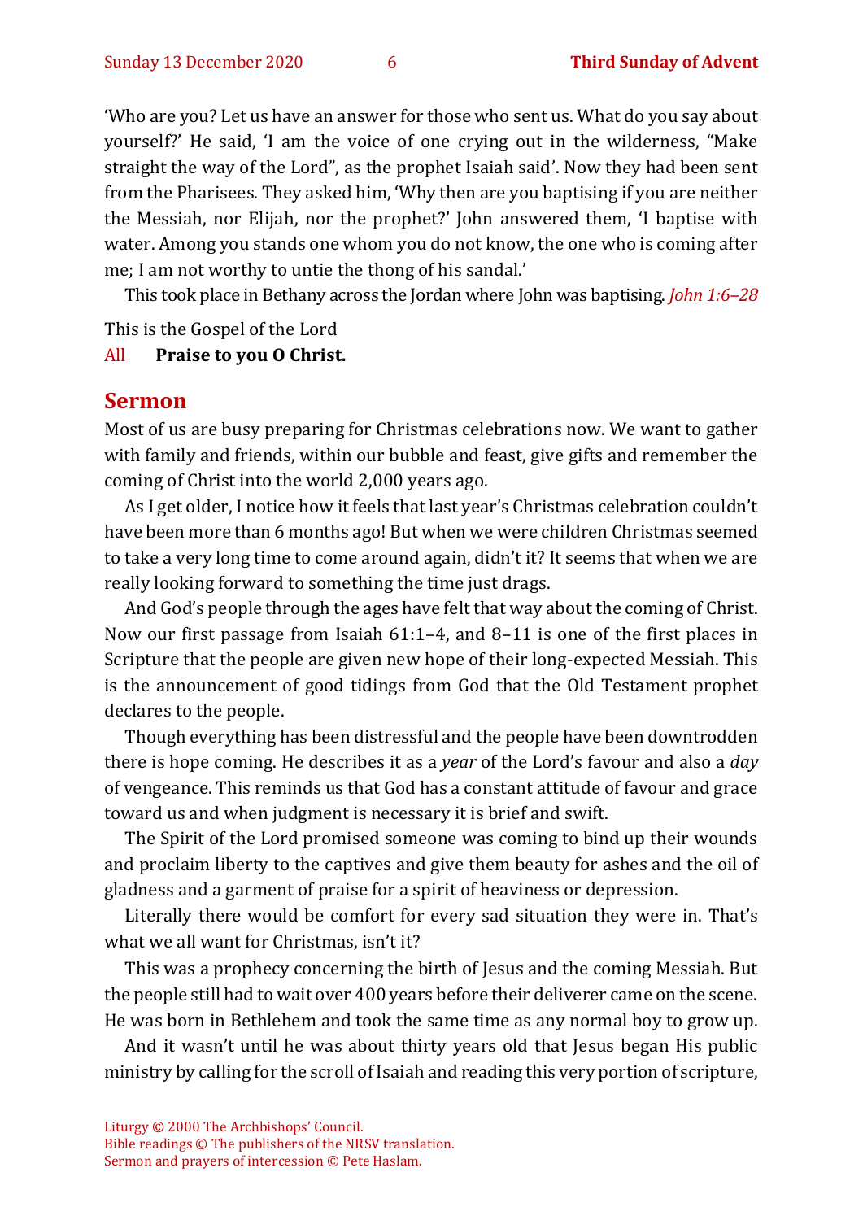'Who are you? Let us have an answer for those who sent us. What do you say about yourself?' He said, 'I am the voice of one crying out in the wilderness, "Make straight the way of the Lord", as the prophet Isaiah said'. Now they had been sent from the Pharisees. They asked him, 'Why then are you baptising if you are neither the Messiah, nor Elijah, nor the prophet?' John answered them, 'I baptise with water. Among you stands one whom you do not know, the one who is coming after me; I am not worthy to untie the thong of his sandal.'

This took place in Bethany across the Jordan where John was baptising. *John 1:6–28*

This is the Gospel of the Lord

All **Praise to you O Christ.**

## Sermon

Most of us are busy preparing for Christmas celebrations now. We want to gather with family and friends, within our bubble and feast, give gifts and remember the coming of Christ into the world 2,000 years ago.

As I get older, I notice how it feels that last year's Christmas celebration couldn't have been more than 6 months ago! But when we were children Christmas seemed to take a very long time to come around again, didn't it? It seems that when we are really looking forward to something the time just drags.

And God's people through the ages have felt that way about the coming of Christ. Now our first passage from Isaiah 61:1–4, and 8–11 is one of the first places in Scripture that the people are given new hope of their long-expected Messiah. This is the announcement of good tidings from God that the Old Testament prophet declares to the people.

Though everything has been distressful and the people have been downtrodden there is hope coming. He describes it as a *year* of the Lord's favour and also a *day* of vengeance. This reminds us that God has a constant attitude of favour and grace toward us and when judgment is necessary it is brief and swift.

The Spirit of the Lord promised someone was coming to bind up their wounds and proclaim liberty to the captives and give them beauty for ashes and the oil of gladness and a garment of praise for a spirit of heaviness or depression.

Literally there would be comfort for every sad situation they were in. That's what we all want for Christmas, isn't it?

This was a prophecy concerning the birth of Jesus and the coming Messiah. But the people still had to wait over 400 years before their deliverer came on the scene. He was born in Bethlehem and took the same time as any normal boy to grow up.

And it wasn't until he was about thirty years old that Jesus began His public ministry by calling for the scroll of Isaiah and reading this very portion of scripture,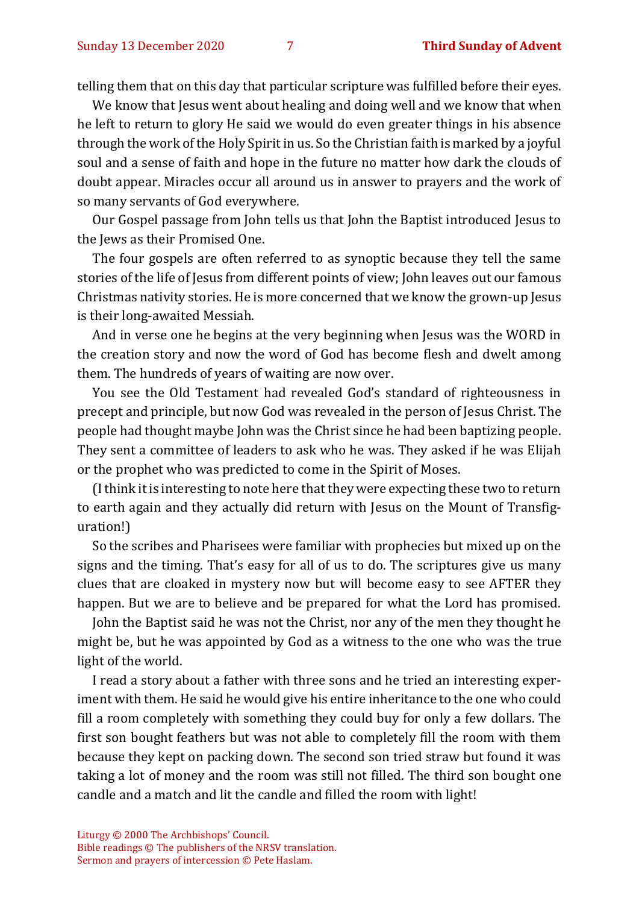telling them that on this day that particular scripture was fulfilled before their eyes.

We know that Jesus went about healing and doing well and we know that when he left to return to glory He said we would do even greater things in his absence through the work of the Holy Spirit in us. So the Christian faith is marked by a joyful soul and a sense of faith and hope in the future no matter how dark the clouds of doubt appear. Miracles occur all around us in answer to prayers and the work of so many servants of God everywhere.

Our Gospel passage from John tells us that John the Baptist introduced Jesus to the Jews as their Promised One.

The four gospels are often referred to as synoptic because they tell the same stories of the life of Jesus from different points of view; John leaves out our famous Christmas nativity stories. He is more concerned that we know the grown-up Jesus is their long-awaited Messiah.

And in verse one he begins at the very beginning when Jesus was the WORD in the creation story and now the word of God has become flesh and dwelt among them. The hundreds of years of waiting are now over.

You see the Old Testament had revealed God's standard of righteousness in precept and principle, but now God was revealed in the person of Jesus Christ. The people had thought maybe John was the Christ since he had been baptizing people. They sent a committee of leaders to ask who he was. They asked if he was Elijah or the prophet who was predicted to come in the Spirit of Moses.

(I think it is interesting to note here that they were expecting these two to return to earth again and they actually did return with Jesus on the Mount of Transfiguration!)

So the scribes and Pharisees were familiar with prophecies but mixed up on the signs and the timing. That's easy for all of us to do. The scriptures give us many clues that are cloaked in mystery now but will become easy to see AFTER they happen. But we are to believe and be prepared for what the Lord has promised.

John the Baptist said he was not the Christ, nor any of the men they thought he might be, but he was appointed by God as a witness to the one who was the true light of the world.

I read a story about a father with three sons and he tried an interesting experiment with them. He said he would give his entire inheritance to the one who could fill a room completely with something they could buy for only a few dollars. The first son bought feathers but was not able to completely fill the room with them because they kept on packing down. The second son tried straw but found it was taking a lot of money and the room was still not filled. The third son bought one candle and a match and lit the candle and filled the room with light!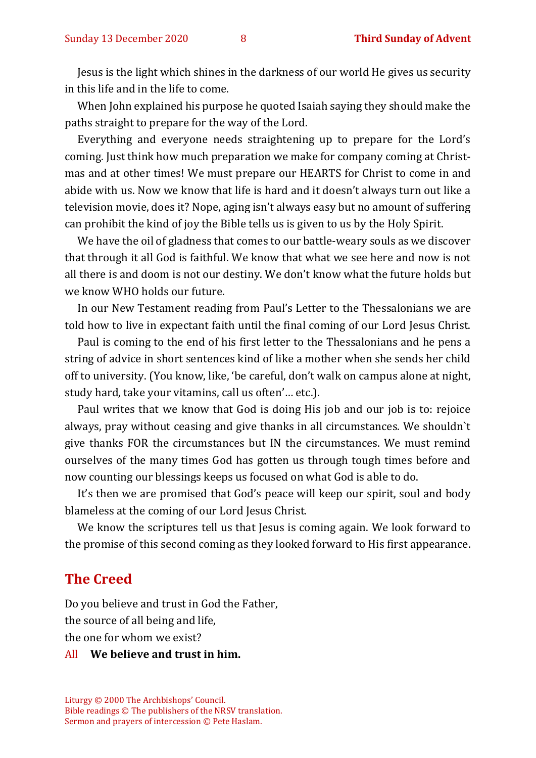Jesus is the light which shines in the darkness of our world He gives us security in this life and in the life to come.

When John explained his purpose he quoted Isaiah saying they should make the paths straight to prepare for the way of the Lord.

Everything and everyone needs straightening up to prepare for the Lord's coming. Just think how much preparation we make for company coming at Christmas and at other times! We must prepare our HEARTS for Christ to come in and abide with us. Now we know that life is hard and it doesn't always turn out like a television movie, does it? Nope, aging isn't always easy but no amount of suffering can prohibit the kind of joy the Bible tells us is given to us by the Holy Spirit.

We have the oil of gladness that comes to our battle-weary souls as we discover that through it all God is faithful. We know that what we see here and now is not all there is and doom is not our destiny. We don't know what the future holds but we know WHO holds our future.

In our New Testament reading from Paul's Letter to the Thessalonians we are told how to live in expectant faith until the final coming of our Lord Jesus Christ.

Paul is coming to the end of his first letter to the Thessalonians and he pens a string of advice in short sentences kind of like a mother when she sends her child off to university. (You know, like, 'be careful, don't walk on campus alone at night, study hard, take your vitamins, call us often'… etc.).

Paul writes that we know that God is doing His job and our job is to: rejoice always, pray without ceasing and give thanks in all circumstances. We shouldn`t give thanks FOR the circumstances but IN the circumstances. We must remind ourselves of the many times God has gotten us through tough times before and now counting our blessings keeps us focused on what God is able to do.

It's then we are promised that God's peace will keep our spirit, soul and body blameless at the coming of our Lord Jesus Christ.

We know the scriptures tell us that Jesus is coming again. We look forward to the promise of this second coming as they looked forward to His first appearance.

## The Creed

Do you believe and trust in God the Father,
the source of all being and life,
the one for whom we exist?

All **We believe and trust in him.**

Liturgy © 2000 The Archbishops' Council.
Bible readings © The publishers of the NRSV translation.
Sermon and prayers of intercession © Pete Haslam.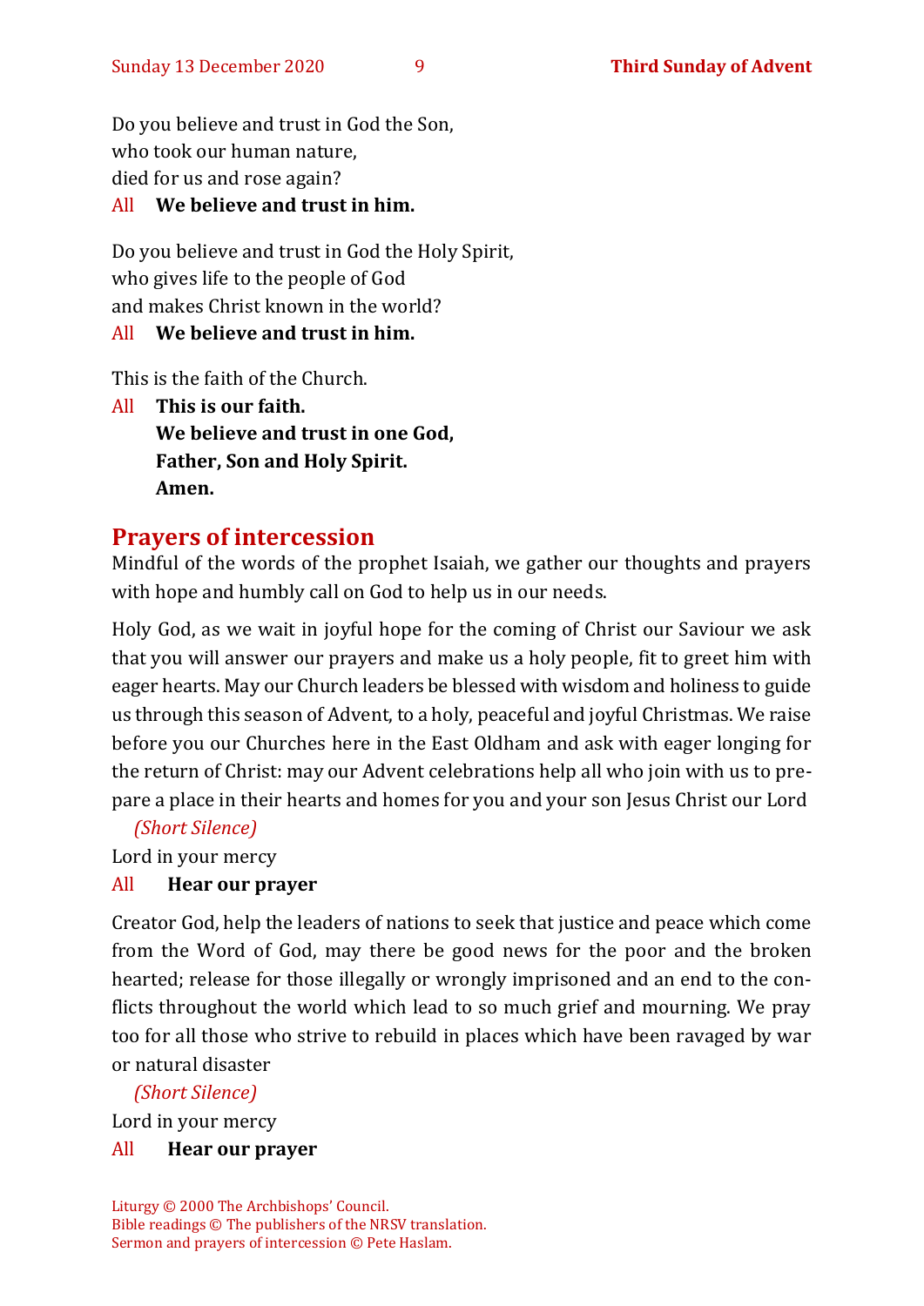Do you believe and trust in God the Son,
who took our human nature,
died for us and rose again?

All **We believe and trust in him.**

Do you believe and trust in God the Holy Spirit,
who gives life to the people of God
and makes Christ known in the world?

All **We believe and trust in him.**

This is the faith of the Church.

All **This is our faith.**
**We believe and trust in one God,**
**Father, Son and Holy Spirit.**
**Amen.**

## Prayers of intercession

Mindful of the words of the prophet Isaiah, we gather our thoughts and prayers with hope and humbly call on God to help us in our needs.

Holy God, as we wait in joyful hope for the coming of Christ our Saviour we ask that you will answer our prayers and make us a holy people, fit to greet him with eager hearts. May our Church leaders be blessed with wisdom and holiness to guide us through this season of Advent, to a holy, peaceful and joyful Christmas. We raise before you our Churches here in the East Oldham and ask with eager longing for the return of Christ: may our Advent celebrations help all who join with us to prepare a place in their hearts and homes for you and your son Jesus Christ our Lord

*(Short Silence)*

Lord in your mercy

All **Hear our prayer**

Creator God, help the leaders of nations to seek that justice and peace which come from the Word of God, may there be good news for the poor and the broken hearted; release for those illegally or wrongly imprisoned and an end to the conflicts throughout the world which lead to so much grief and mourning. We pray too for all those who strive to rebuild in places which have been ravaged by war or natural disaster

*(Short Silence)*

Lord in your mercy

All **Hear our prayer**

Liturgy © 2000 The Archbishops' Council.
Bible readings © The publishers of the NRSV translation.
Sermon and prayers of intercession © Pete Haslam.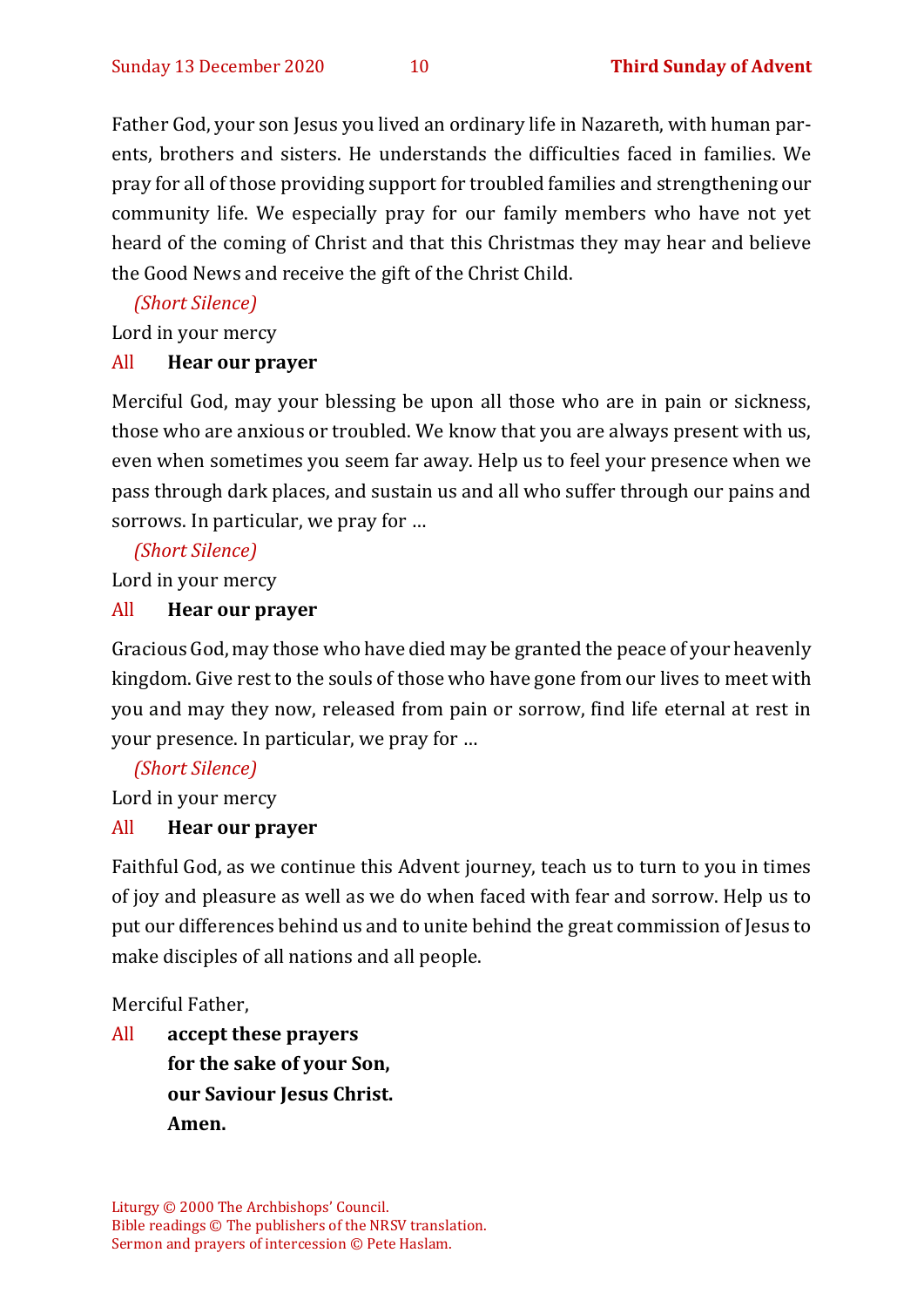Father God, your son Jesus you lived an ordinary life in Nazareth, with human parents, brothers and sisters. He understands the difficulties faced in families. We pray for all of those providing support for troubled families and strengthening our community life. We especially pray for our family members who have not yet heard of the coming of Christ and that this Christmas they may hear and believe the Good News and receive the gift of the Christ Child.

*(Short Silence)*

Lord in your mercy

All **Hear our prayer**

Merciful God, may your blessing be upon all those who are in pain or sickness, those who are anxious or troubled. We know that you are always present with us, even when sometimes you seem far away. Help us to feel your presence when we pass through dark places, and sustain us and all who suffer through our pains and sorrows. In particular, we pray for …

*(Short Silence)*

Lord in your mercy

All **Hear our prayer**

Gracious God, may those who have died may be granted the peace of your heavenly kingdom. Give rest to the souls of those who have gone from our lives to meet with you and may they now, released from pain or sorrow, find life eternal at rest in your presence. In particular, we pray for …

*(Short Silence)*

Lord in your mercy

All **Hear our prayer**

Faithful God, as we continue this Advent journey, teach us to turn to you in times of joy and pleasure as well as we do when faced with fear and sorrow. Help us to put our differences behind us and to unite behind the great commission of Jesus to make disciples of all nations and all people.

Merciful Father,

All **accept these prayers**
**for the sake of your Son,**
**our Saviour Jesus Christ.**
**Amen.**

Liturgy © 2000 The Archbishops' Council.
Bible readings © The publishers of the NRSV translation.
Sermon and prayers of intercession © Pete Haslam.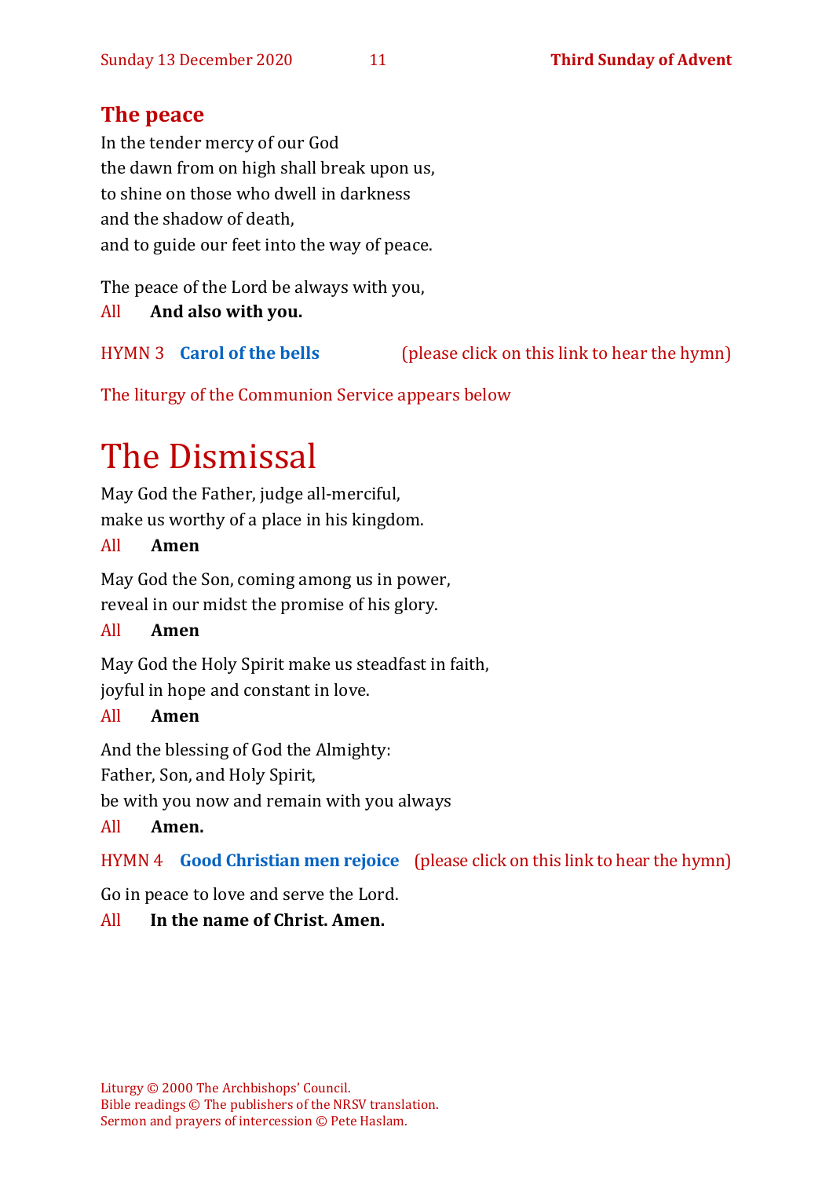## The peace

In the tender mercy of our God
the dawn from on high shall break upon us,
to shine on those who dwell in darkness
and the shadow of death,
and to guide our feet into the way of peace.

The peace of the Lord be always with you,
All **And also with you.**

HYMN 3 **Carol of the bells** (please click on this link to hear the hymn)

The liturgy of the Communion Service appears below

# The Dismissal

May God the Father, judge all-merciful,
make us worthy of a place in his kingdom.

All **Amen**

May God the Son, coming among us in power,
reveal in our midst the promise of his glory.

All **Amen**

May God the Holy Spirit make us steadfast in faith,
joyful in hope and constant in love.

All **Amen**

And the blessing of God the Almighty:
Father, Son, and Holy Spirit,
be with you now and remain with you always

All **Amen.**

HYMN 4 **Good Christian men rejoice** (please click on this link to hear the hymn)

Go in peace to love and serve the Lord.

All **In the name of Christ. Amen.**

Liturgy © 2000 The Archbishops' Council.
Bible readings © The publishers of the NRSV translation.
Sermon and prayers of intercession © Pete Haslam.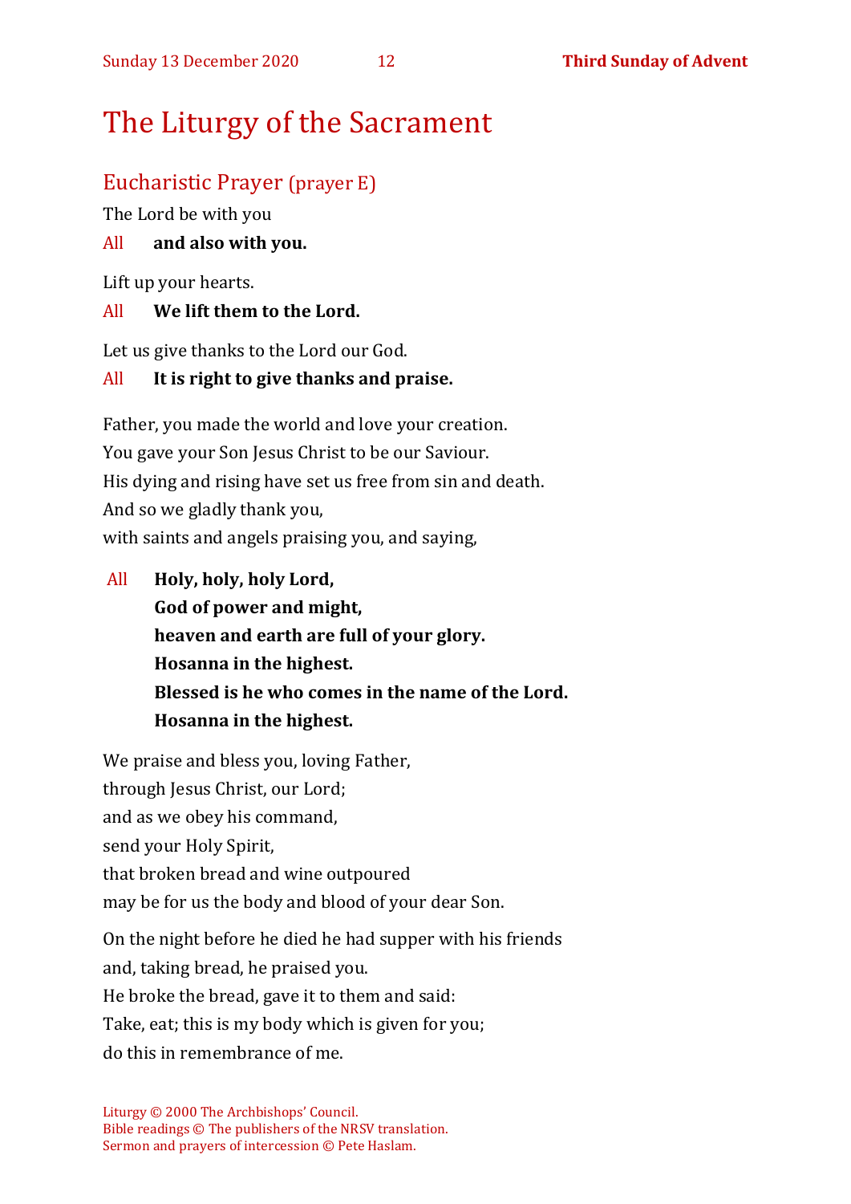# The Liturgy of the Sacrament

## Eucharistic Prayer (prayer E)

The Lord be with you

All **and also with you.**

Lift up your hearts.

All **We lift them to the Lord.**

Let us give thanks to the Lord our God.

All **It is right to give thanks and praise.**

Father, you made the world and love your creation.
You gave your Son Jesus Christ to be our Saviour.
His dying and rising have set us free from sin and death.
And so we gladly thank you,
with saints and angels praising you, and saying,

All **Holy, holy, holy Lord,**
**God of power and might,**
**heaven and earth are full of your glory.**
**Hosanna in the highest.**
**Blessed is he who comes in the name of the Lord.**
**Hosanna in the highest.**

We praise and bless you, loving Father,
through Jesus Christ, our Lord;
and as we obey his command,
send your Holy Spirit,
that broken bread and wine outpoured
may be for us the body and blood of your dear Son.

On the night before he died he had supper with his friends
and, taking bread, he praised you.
He broke the bread, gave it to them and said:
Take, eat; this is my body which is given for you;
do this in remembrance of me.

Liturgy © 2000 The Archbishops' Council.
Bible readings © The publishers of the NRSV translation.
Sermon and prayers of intercession © Pete Haslam.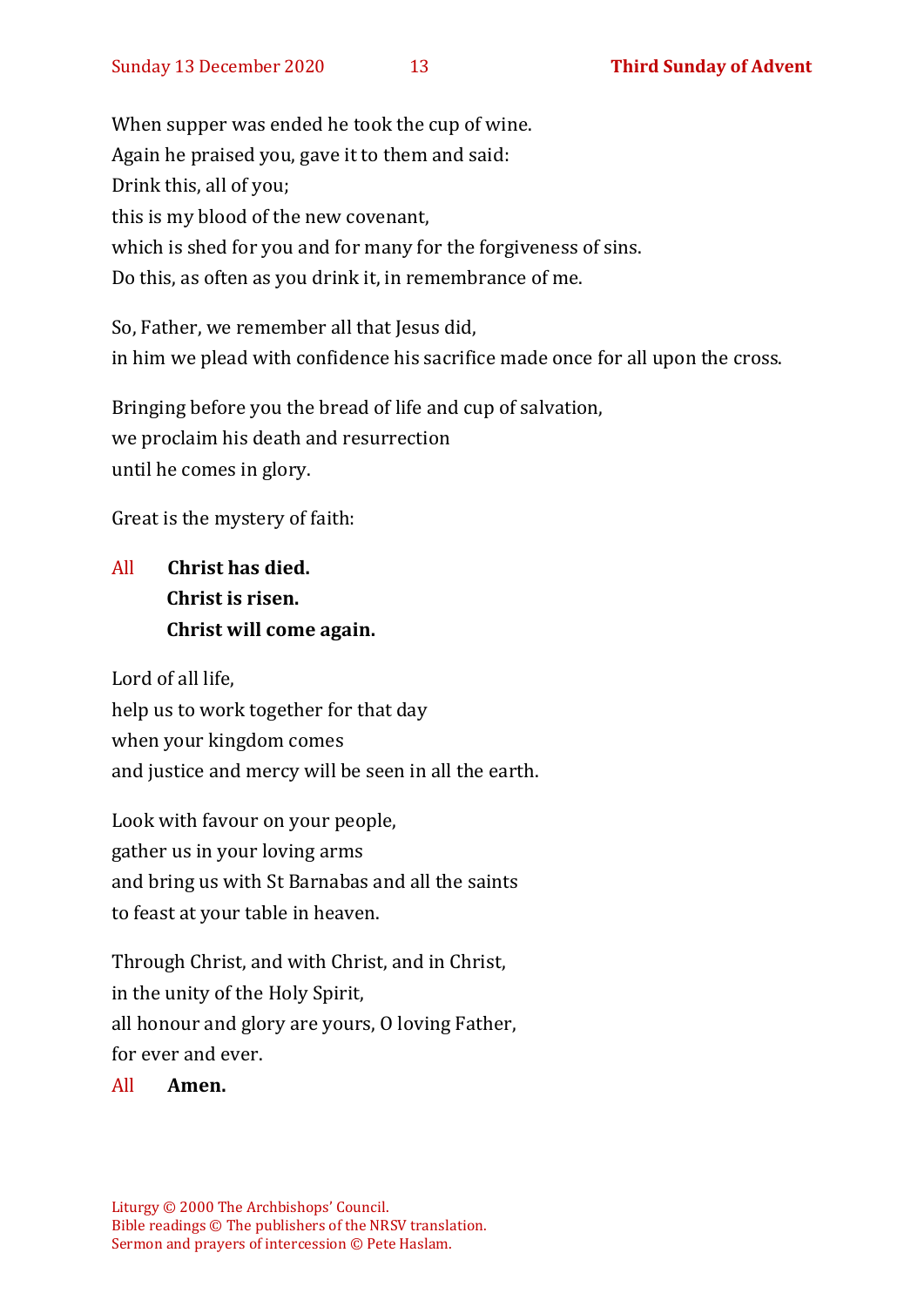When supper was ended he took the cup of wine.
Again he praised you, gave it to them and said:
Drink this, all of you;
this is my blood of the new covenant,
which is shed for you and for many for the forgiveness of sins.
Do this, as often as you drink it, in remembrance of me.

So, Father, we remember all that Jesus did,
in him we plead with confidence his sacrifice made once for all upon the cross.

Bringing before you the bread of life and cup of salvation,
we proclaim his death and resurrection
until he comes in glory.

Great is the mystery of faith:

All **Christ has died.**
**Christ is risen.**
**Christ will come again.**

Lord of all life,
help us to work together for that day
when your kingdom comes
and justice and mercy will be seen in all the earth.

Look with favour on your people,
gather us in your loving arms
and bring us with St Barnabas and all the saints
to feast at your table in heaven.

Through Christ, and with Christ, and in Christ,
in the unity of the Holy Spirit,
all honour and glory are yours, O loving Father,
for ever and ever.

All **Amen.**

Liturgy © 2000 The Archbishops' Council.
Bible readings © The publishers of the NRSV translation.
Sermon and prayers of intercession © Pete Haslam.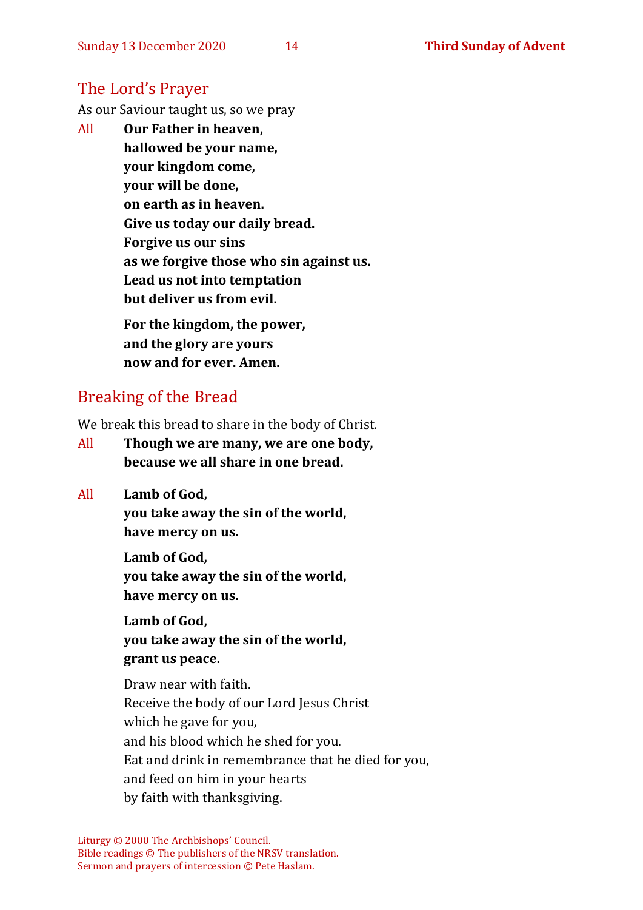## The Lord's Prayer

As our Saviour taught us, so we pray

All **Our Father in heaven,**
**hallowed be your name,**
**your kingdom come,**
**your will be done,**
**on earth as in heaven.**
**Give us today our daily bread.**
**Forgive us our sins**
**as we forgive those who sin against us.**
**Lead us not into temptation**
**but deliver us from evil.**

**For the kingdom, the power,**
**and the glory are yours**
**now and for ever. Amen.**

## Breaking of the Bread

We break this bread to share in the body of Christ.

All **Though we are many, we are one body,**
**because we all share in one bread.**

All **Lamb of God,**
**you take away the sin of the world,**
**have mercy on us.**

**Lamb of God,**
**you take away the sin of the world,**
**have mercy on us.**

**Lamb of God,**
**you take away the sin of the world,**
**grant us peace.**

Draw near with faith.
Receive the body of our Lord Jesus Christ
which he gave for you,
and his blood which he shed for you.
Eat and drink in remembrance that he died for you,
and feed on him in your hearts
by faith with thanksgiving.

Liturgy © 2000 The Archbishops' Council.
Bible readings © The publishers of the NRSV translation.
Sermon and prayers of intercession © Pete Haslam.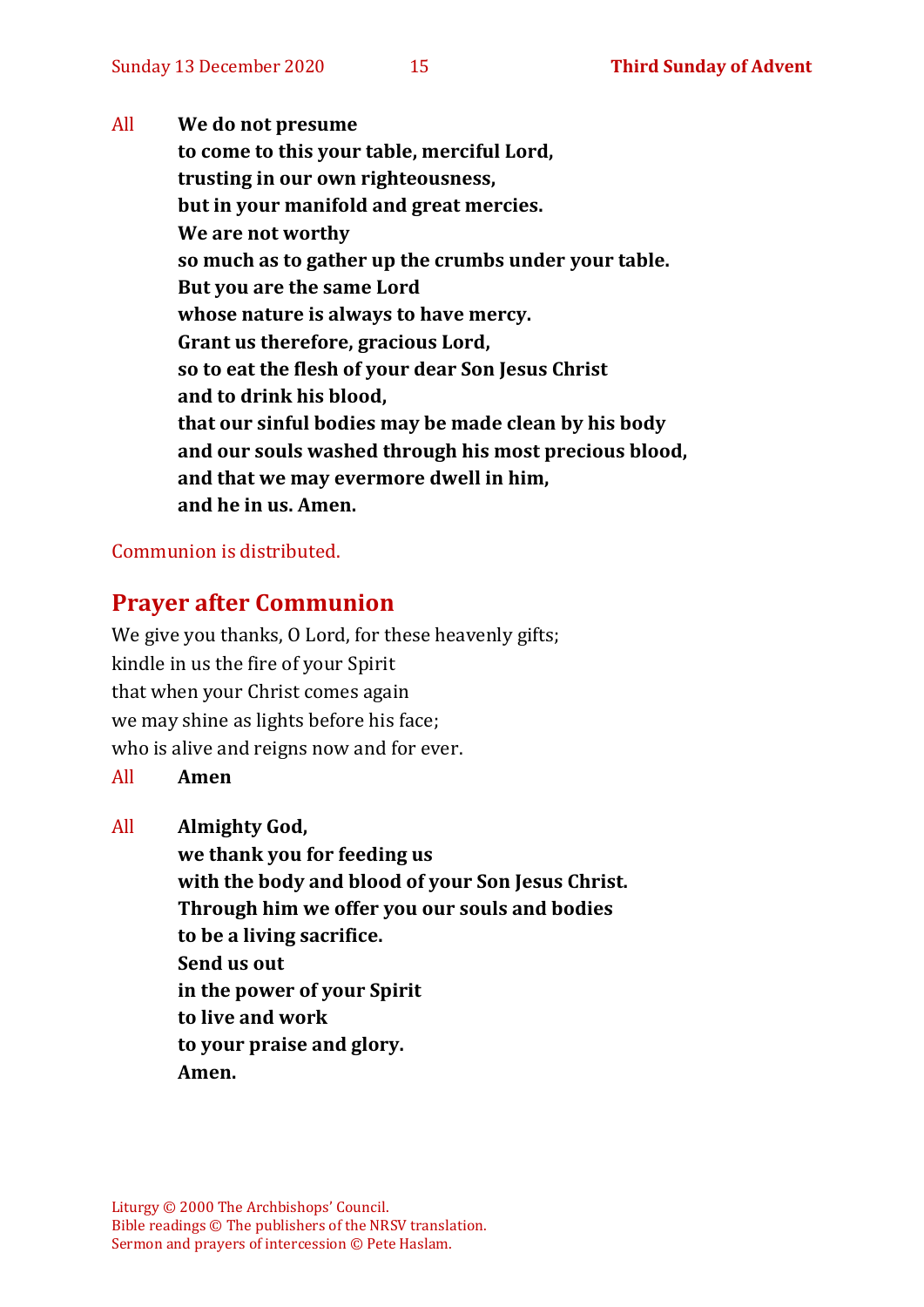All **We do not presume**
**to come to this your table, merciful Lord,**
**trusting in our own righteousness,**
**but in your manifold and great mercies.**
**We are not worthy**
**so much as to gather up the crumbs under your table.**
**But you are the same Lord**
**whose nature is always to have mercy.**
**Grant us therefore, gracious Lord,**
**so to eat the flesh of your dear Son Jesus Christ**
**and to drink his blood,**
**that our sinful bodies may be made clean by his body**
**and our souls washed through his most precious blood,**
**and that we may evermore dwell in him,**
**and he in us. Amen.**

Communion is distributed.

## Prayer after Communion

We give you thanks, O Lord, for these heavenly gifts;
kindle in us the fire of your Spirit
that when your Christ comes again
we may shine as lights before his face;
who is alive and reigns now and for ever.

All **Amen**

All **Almighty God,**
**we thank you for feeding us**
**with the body and blood of your Son Jesus Christ.**
**Through him we offer you our souls and bodies**
**to be a living sacrifice.**
**Send us out**
**in the power of your Spirit**
**to live and work**
**to your praise and glory.**
**Amen.**

Liturgy © 2000 The Archbishops' Council.
Bible readings © The publishers of the NRSV translation.
Sermon and prayers of intercession © Pete Haslam.